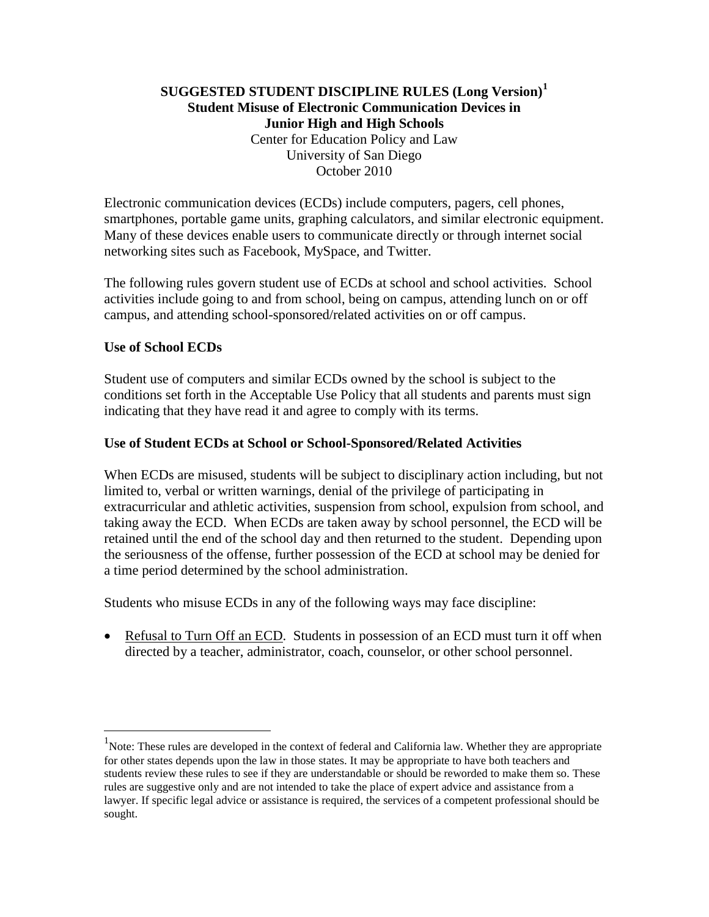# SUGGESTED STUDENT DISCIPLINE RULES (Long Version)[1]

## Student Misuse of Electronic Communication Devices in Junior High and High Schools

Center for Education Policy and Law
University of San Diego
October 2010

Electronic communication devices (ECDs) include computers, pagers, cell phones, smartphones, portable game units, graphing calculators, and similar electronic equipment. Many of these devices enable users to communicate directly or through internet social networking sites such as Facebook, MySpace, and Twitter.

The following rules govern student use of ECDs at school and school activities. School activities include going to and from school, being on campus, attending lunch on or off campus, and attending school-sponsored/related activities on or off campus.

### Use of School ECDs

Student use of computers and similar ECDs owned by the school is subject to the conditions set forth in the Acceptable Use Policy that all students and parents must sign indicating that they have read it and agree to comply with its terms.

### Use of Student ECDs at School or School-Sponsored/Related Activities

When ECDs are misused, students will be subject to disciplinary action including, but not limited to, verbal or written warnings, denial of the privilege of participating in extracurricular and athletic activities, suspension from school, expulsion from school, and taking away the ECD. When ECDs are taken away by school personnel, the ECD will be retained until the end of the school day and then returned to the student. Depending upon the seriousness of the offense, further possession of the ECD at school may be denied for a time period determined by the school administration.

Students who misuse ECDs in any of the following ways may face discipline:

- Refusal to Turn Off an ECD. Students in possession of an ECD must turn it off when directed by a teacher, administrator, coach, counselor, or other school personnel.

---

[1] Note: These rules are developed in the context of federal and California law. Whether they are appropriate for other states depends upon the law in those states. It may be appropriate to have both teachers and students review these rules to see if they are understandable or should be reworded to make them so. These rules are suggestive only and are not intended to take the place of expert advice and assistance from a lawyer. If specific legal advice or assistance is required, the services of a competent professional should be sought.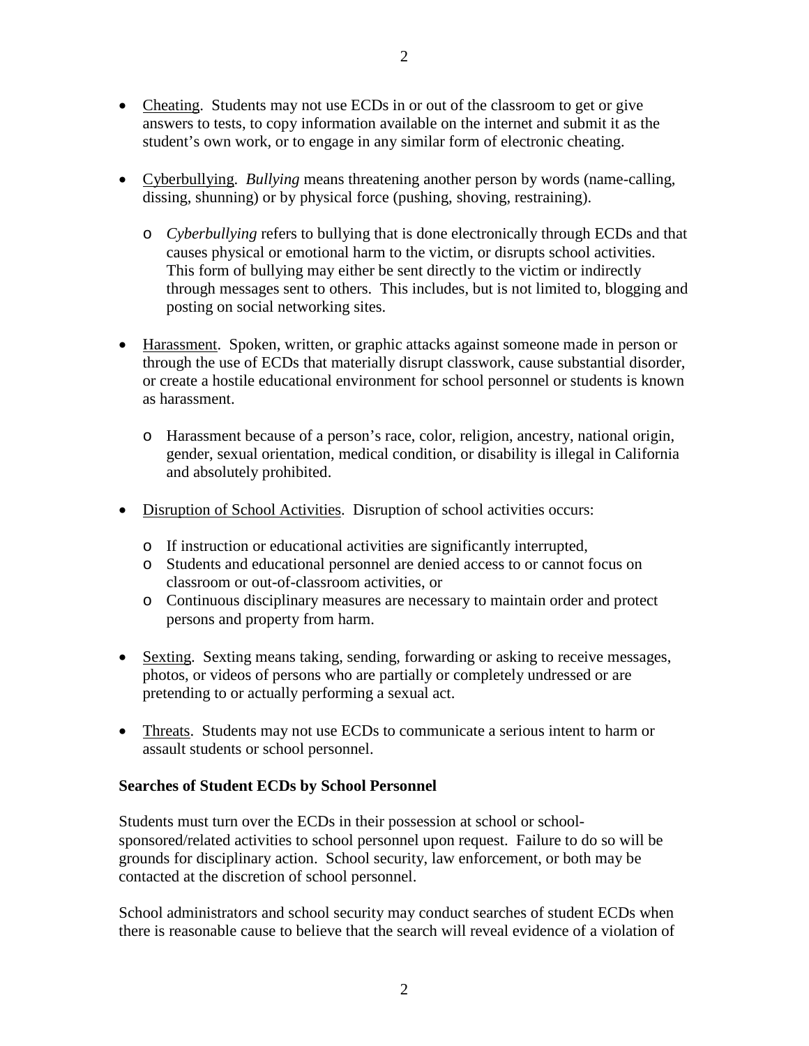- Cheating. Students may not use ECDs in or out of the classroom to get or give answers to tests, to copy information available on the internet and submit it as the student's own work, or to engage in any similar form of electronic cheating.

- Cyberbullying. *Bullying* means threatening another person by words (name-calling, dissing, shunning) or by physical force (pushing, shoving, restraining).

  - *Cyberbullying* refers to bullying that is done electronically through ECDs and that causes physical or emotional harm to the victim, or disrupts school activities. This form of bullying may either be sent directly to the victim or indirectly through messages sent to others. This includes, but is not limited to, blogging and posting on social networking sites.

- Harassment. Spoken, written, or graphic attacks against someone made in person or through the use of ECDs that materially disrupt classwork, cause substantial disorder, or create a hostile educational environment for school personnel or students is known as harassment.

  - Harassment because of a person's race, color, religion, ancestry, national origin, gender, sexual orientation, medical condition, or disability is illegal in California and absolutely prohibited.

- Disruption of School Activities. Disruption of school activities occurs:

  - If instruction or educational activities are significantly interrupted,
  - Students and educational personnel are denied access to or cannot focus on classroom or out-of-classroom activities, or
  - Continuous disciplinary measures are necessary to maintain order and protect persons and property from harm.

- Sexting. Sexting means taking, sending, forwarding or asking to receive messages, photos, or videos of persons who are partially or completely undressed or are pretending to or actually performing a sexual act.

- Threats. Students may not use ECDs to communicate a serious intent to harm or assault students or school personnel.

**Searches of Student ECDs by School Personnel**

Students must turn over the ECDs in their possession at school or school-sponsored/related activities to school personnel upon request. Failure to do so will be grounds for disciplinary action. School security, law enforcement, or both may be contacted at the discretion of school personnel.

School administrators and school security may conduct searches of student ECDs when there is reasonable cause to believe that the search will reveal evidence of a violation of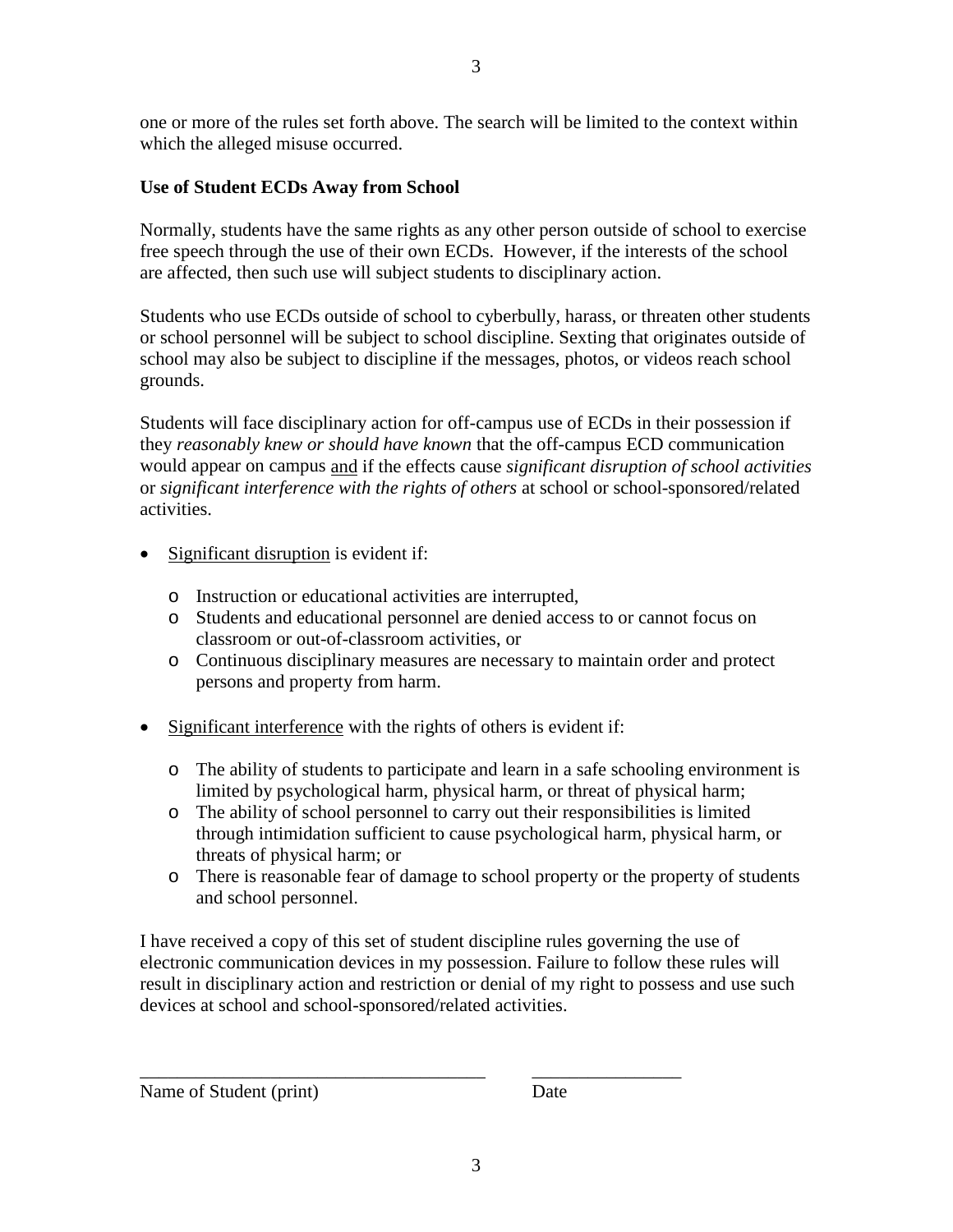one or more of the rules set forth above. The search will be limited to the context within which the alleged misuse occurred.

**Use of Student ECDs Away from School**

Normally, students have the same rights as any other person outside of school to exercise free speech through the use of their own ECDs. However, if the interests of the school are affected, then such use will subject students to disciplinary action.

Students who use ECDs outside of school to cyberbully, harass, or threaten other students or school personnel will be subject to school discipline. Sexting that originates outside of school may also be subject to discipline if the messages, photos, or videos reach school grounds.

Students will face disciplinary action for off-campus use of ECDs in their possession if they *reasonably knew or should have known* that the off-campus ECD communication would appear on campus <u>and</u> if the effects cause *significant disruption of school activities* or *significant interference with the rights of others* at school or school-sponsored/related activities.

- <u>Significant disruption</u> is evident if:
  - Instruction or educational activities are interrupted,
  - Students and educational personnel are denied access to or cannot focus on classroom or out-of-classroom activities, or
  - Continuous disciplinary measures are necessary to maintain order and protect persons and property from harm.

- <u>Significant interference</u> with the rights of others is evident if:
  - The ability of students to participate and learn in a safe schooling environment is limited by psychological harm, physical harm, or threat of physical harm;
  - The ability of school personnel to carry out their responsibilities is limited through intimidation sufficient to cause psychological harm, physical harm, or threats of physical harm; or
  - There is reasonable fear of damage to school property or the property of students and school personnel.

I have received a copy of this set of student discipline rules governing the use of electronic communication devices in my possession. Failure to follow these rules will result in disciplinary action and restriction or denial of my right to possess and use such devices at school and school-sponsored/related activities.

_____________________________________ ________________

Name of Student (print) Date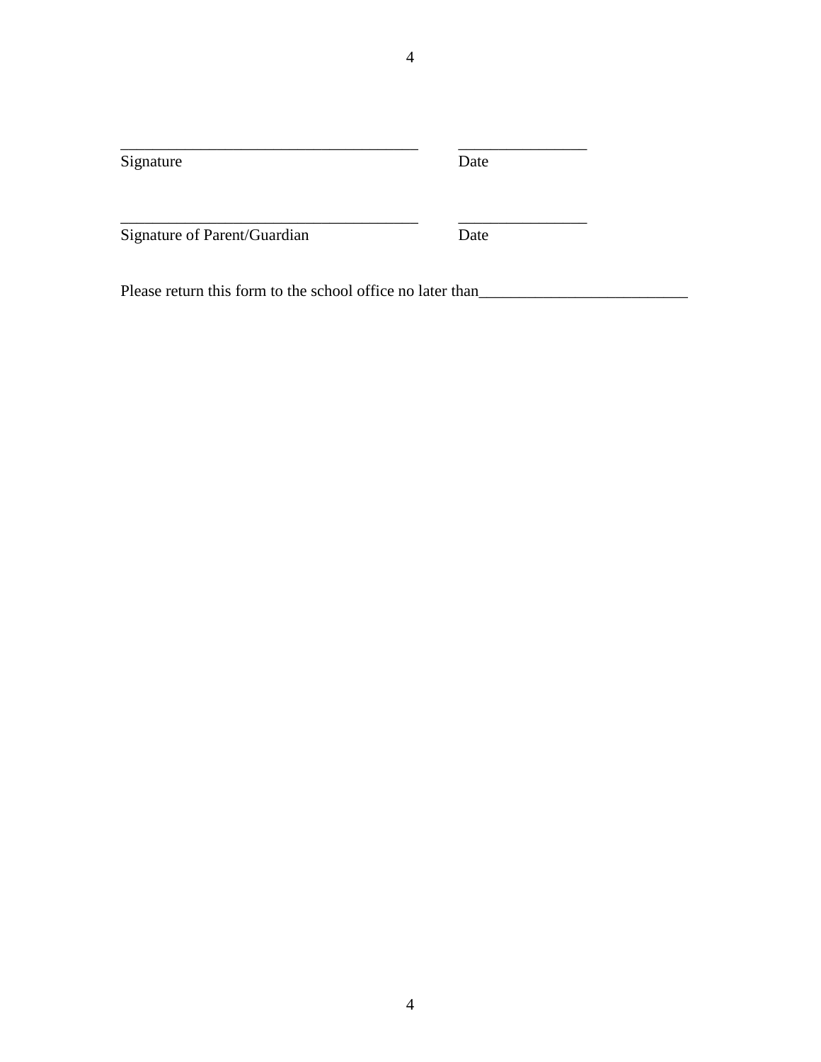______________________________________ ________________
Signature Date

______________________________________ ________________
Signature of Parent/Guardian Date

Please return this form to the school office no later than__________________________